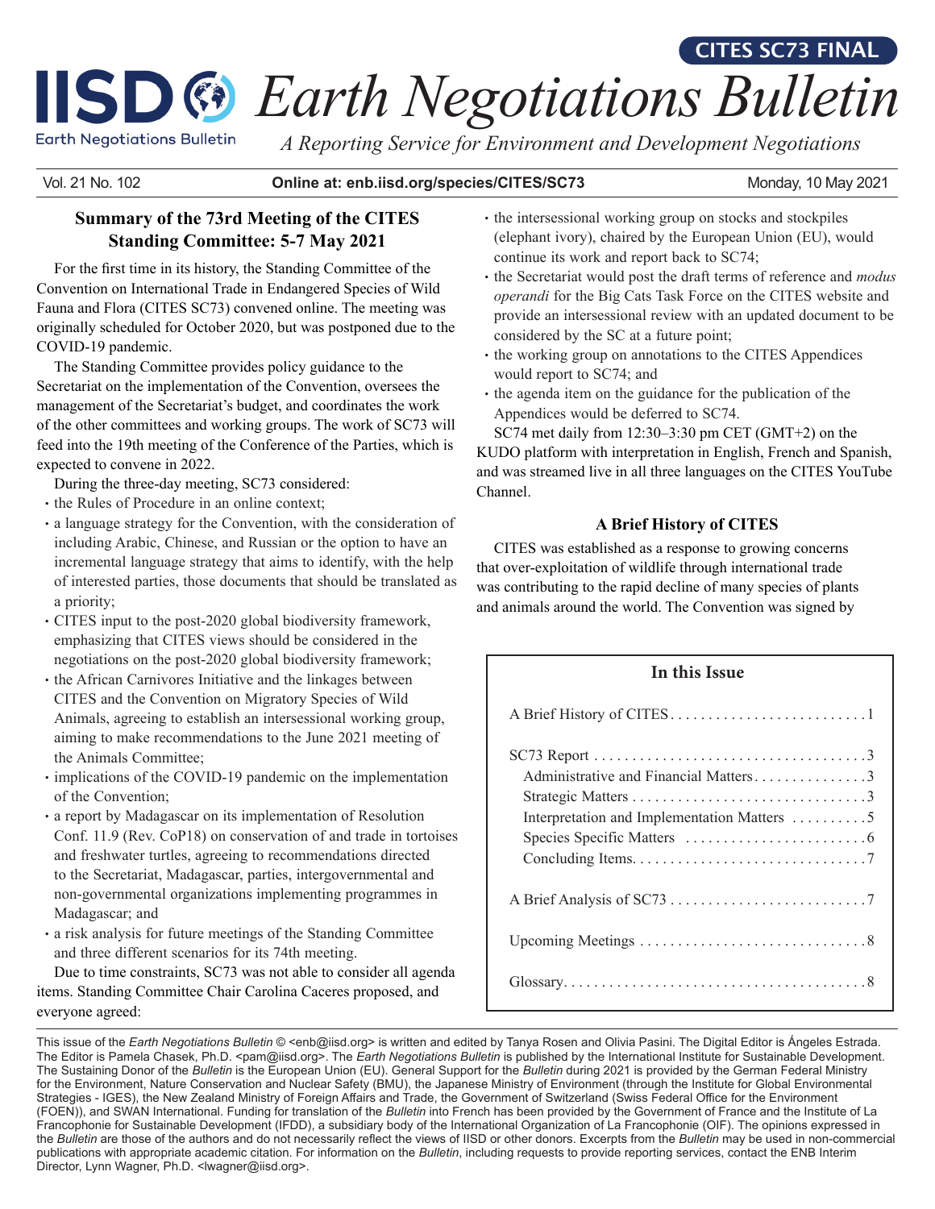# Summary of the 73rd Meeting of the CITES Standing Committee: 5-7 May 2021

For the first time in its history, the Standing Committee of the Convention on International Trade in Endangered Species of Wild Fauna and Flora (CITES SC73) convened online. The meeting was originally scheduled for October 2020, but was postponed due to the COVID-19 pandemic.

The Standing Committee provides policy guidance to the Secretariat on the implementation of the Convention, oversees the management of the Secretariat's budget, and coordinates the work of the other committees and working groups. The work of SC73 will feed into the 19th meeting of the Conference of the Parties, which is expected to convene in 2022.

During the three-day meeting, SC73 considered:

- the Rules of Procedure in an online context;
- a language strategy for the Convention, with the consideration of including Arabic, Chinese, and Russian or the option to have an incremental language strategy that aims to identify, with the help of interested parties, those documents that should be translated as a priority;
- CITES input to the post-2020 global biodiversity framework, emphasizing that CITES views should be considered in the negotiations on the post-2020 global biodiversity framework;
- the African Carnivores Initiative and the linkages between CITES and the Convention on Migratory Species of Wild Animals, agreeing to establish an intersessional working group, aiming to make recommendations to the June 2021 meeting of the Animals Committee;
- implications of the COVID-19 pandemic on the implementation of the Convention;
- a report by Madagascar on its implementation of Resolution Conf. 11.9 (Rev. CoP18) on conservation of and trade in tortoises and freshwater turtles, agreeing to recommendations directed to the Secretariat, Madagascar, parties, intergovernmental and non-governmental organizations implementing programmes in Madagascar; and
- a risk analysis for future meetings of the Standing Committee and three different scenarios for its 74th meeting.

Due to time constraints, SC73 was not able to consider all agenda items. Standing Committee Chair Carolina Caceres proposed, and everyone agreed:

- the intersessional working group on stocks and stockpiles (elephant ivory), chaired by the European Union (EU), would continue its work and report back to SC74;
- the Secretariat would post the draft terms of reference and *modus operandi* for the Big Cats Task Force on the CITES website and provide an intersessional review with an updated document to be considered by the SC at a future point;
- the working group on annotations to the CITES Appendices would report to SC74; and
- the agenda item on the guidance for the publication of the Appendices would be deferred to SC74.

SC74 met daily from 12:30–3:30 pm CET (GMT+2) on the KUDO platform with interpretation in English, French and Spanish, and was streamed live in all three languages on the CITES YouTube Channel.

## A Brief History of CITES

CITES was established as a response to growing concerns that over-exploitation of wildlife through international trade was contributing to the rapid decline of many species of plants and animals around the world. The Convention was signed by

### In this Issue

A Brief History of CITES . . . . . . . . . . 1

SC73 Report . . . . . . . . . . 3
- Administrative and Financial Matters . . . . . . . . . . 3
- Strategic Matters . . . . . . . . . . 3
- Interpretation and Implementation Matters . . . . . . . . . . 5
- Species Specific Matters . . . . . . . . . . 6
- Concluding Items . . . . . . . . . . 7

A Brief Analysis of SC73 . . . . . . . . . . 7

Upcoming Meetings . . . . . . . . . . 8

Glossary . . . . . . . . . . 8

This issue of the *Earth Negotiations Bulletin* © <enb@iisd.org> is written and edited by Tanya Rosen and Olivia Pasini. The Digital Editor is Ángeles Estrada. The Editor is Pamela Chasek, Ph.D. <pam@iisd.org>. The *Earth Negotiations Bulletin* is published by the International Institute for Sustainable Development. The Sustaining Donor of the *Bulletin* is the European Union (EU). General Support for the *Bulletin* during 2021 is provided by the German Federal Ministry for the Environment, Nature Conservation and Nuclear Safety (BMU), the Japanese Ministry of Environment (through the Institute for Global Environmental Strategies - IGES), the New Zealand Ministry of Foreign Affairs and Trade, the Government of Switzerland (Swiss Federal Office for the Environment (FOEN)), and SWAN International. Funding for translation of the *Bulletin* into French has been provided by the Government of France and the Institute of La Francophonie for Sustainable Development (IFDD), a subsidiary body of the International Organization of La Francophonie (OIF). The opinions expressed in the *Bulletin* are those of the authors and do not necessarily reflect the views of IISD or other donors. Excerpts from the *Bulletin* may be used in non-commercial publications with appropriate academic citation. For information on the *Bulletin*, including requests to provide reporting services, contact the ENB Interim Director, Lynn Wagner, Ph.D. <lwagner@iisd.org>.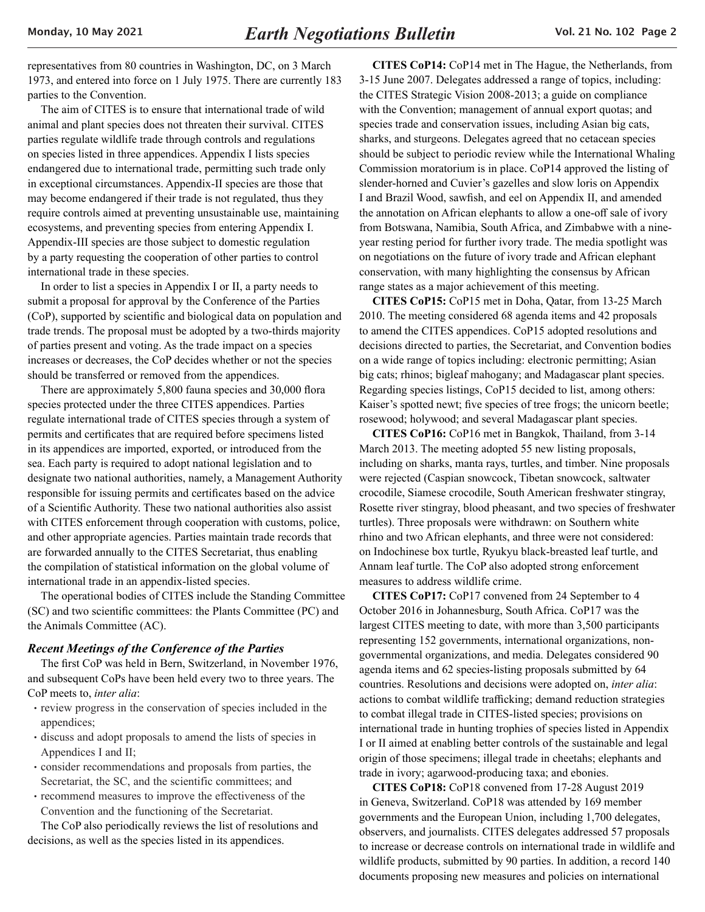representatives from 80 countries in Washington, DC, on 3 March 1973, and entered into force on 1 July 1975. There are currently 183 parties to the Convention.

The aim of CITES is to ensure that international trade of wild animal and plant species does not threaten their survival. CITES parties regulate wildlife trade through controls and regulations on species listed in three appendices. Appendix I lists species endangered due to international trade, permitting such trade only in exceptional circumstances. Appendix-II species are those that may become endangered if their trade is not regulated, thus they require controls aimed at preventing unsustainable use, maintaining ecosystems, and preventing species from entering Appendix I. Appendix-III species are those subject to domestic regulation by a party requesting the cooperation of other parties to control international trade in these species.

In order to list a species in Appendix I or II, a party needs to submit a proposal for approval by the Conference of the Parties (CoP), supported by scientific and biological data on population and trade trends. The proposal must be adopted by a two-thirds majority of parties present and voting. As the trade impact on a species increases or decreases, the CoP decides whether or not the species should be transferred or removed from the appendices.

There are approximately 5,800 fauna species and 30,000 flora species protected under the three CITES appendices. Parties regulate international trade of CITES species through a system of permits and certificates that are required before specimens listed in its appendices are imported, exported, or introduced from the sea. Each party is required to adopt national legislation and to designate two national authorities, namely, a Management Authority responsible for issuing permits and certificates based on the advice of a Scientific Authority. These two national authorities also assist with CITES enforcement through cooperation with customs, police, and other appropriate agencies. Parties maintain trade records that are forwarded annually to the CITES Secretariat, thus enabling the compilation of statistical information on the global volume of international trade in an appendix-listed species.

The operational bodies of CITES include the Standing Committee (SC) and two scientific committees: the Plants Committee (PC) and the Animals Committee (AC).

### *Recent Meetings of the Conference of the Parties*

The first CoP was held in Bern, Switzerland, in November 1976, and subsequent CoPs have been held every two to three years. The CoP meets to, *inter alia*:

- review progress in the conservation of species included in the appendices;
- discuss and adopt proposals to amend the lists of species in Appendices I and II;
- consider recommendations and proposals from parties, the Secretariat, the SC, and the scientific committees; and
- recommend measures to improve the effectiveness of the Convention and the functioning of the Secretariat.

The CoP also periodically reviews the list of resolutions and decisions, as well as the species listed in its appendices.

**CITES CoP14:** CoP14 met in The Hague, the Netherlands, from 3-15 June 2007. Delegates addressed a range of topics, including: the CITES Strategic Vision 2008-2013; a guide on compliance with the Convention; management of annual export quotas; and species trade and conservation issues, including Asian big cats, sharks, and sturgeons. Delegates agreed that no cetacean species should be subject to periodic review while the International Whaling Commission moratorium is in place. CoP14 approved the listing of slender-horned and Cuvier's gazelles and slow loris on Appendix I and Brazil Wood, sawfish, and eel on Appendix II, and amended the annotation on African elephants to allow a one-off sale of ivory from Botswana, Namibia, South Africa, and Zimbabwe with a nine-year resting period for further ivory trade. The media spotlight was on negotiations on the future of ivory trade and African elephant conservation, with many highlighting the consensus by African range states as a major achievement of this meeting.

**CITES CoP15:** CoP15 met in Doha, Qatar, from 13-25 March 2010. The meeting considered 68 agenda items and 42 proposals to amend the CITES appendices. CoP15 adopted resolutions and decisions directed to parties, the Secretariat, and Convention bodies on a wide range of topics including: electronic permitting; Asian big cats; rhinos; bigleaf mahogany; and Madagascar plant species. Regarding species listings, CoP15 decided to list, among others: Kaiser's spotted newt; five species of tree frogs; the unicorn beetle; rosewood; holywood; and several Madagascar plant species.

**CITES CoP16:** CoP16 met in Bangkok, Thailand, from 3-14 March 2013. The meeting adopted 55 new listing proposals, including on sharks, manta rays, turtles, and timber. Nine proposals were rejected (Caspian snowcock, Tibetan snowcock, saltwater crocodile, Siamese crocodile, South American freshwater stingray, Rosette river stingray, blood pheasant, and two species of freshwater turtles). Three proposals were withdrawn: on Southern white rhino and two African elephants, and three were not considered: on Indochinese box turtle, Ryukyu black-breasted leaf turtle, and Annam leaf turtle. The CoP also adopted strong enforcement measures to address wildlife crime.

**CITES CoP17:** CoP17 convened from 24 September to 4 October 2016 in Johannesburg, South Africa. CoP17 was the largest CITES meeting to date, with more than 3,500 participants representing 152 governments, international organizations, non-governmental organizations, and media. Delegates considered 90 agenda items and 62 species-listing proposals submitted by 64 countries. Resolutions and decisions were adopted on, *inter alia*: actions to combat wildlife trafficking; demand reduction strategies to combat illegal trade in CITES-listed species; provisions on international trade in hunting trophies of species listed in Appendix I or II aimed at enabling better controls of the sustainable and legal origin of those specimens; illegal trade in cheetahs; elephants and trade in ivory; agarwood-producing taxa; and ebonies.

**CITES CoP18:** CoP18 convened from 17-28 August 2019 in Geneva, Switzerland. CoP18 was attended by 169 member governments and the European Union, including 1,700 delegates, observers, and journalists. CITES delegates addressed 57 proposals to increase or decrease controls on international trade in wildlife and wildlife products, submitted by 90 parties. In addition, a record 140 documents proposing new measures and policies on international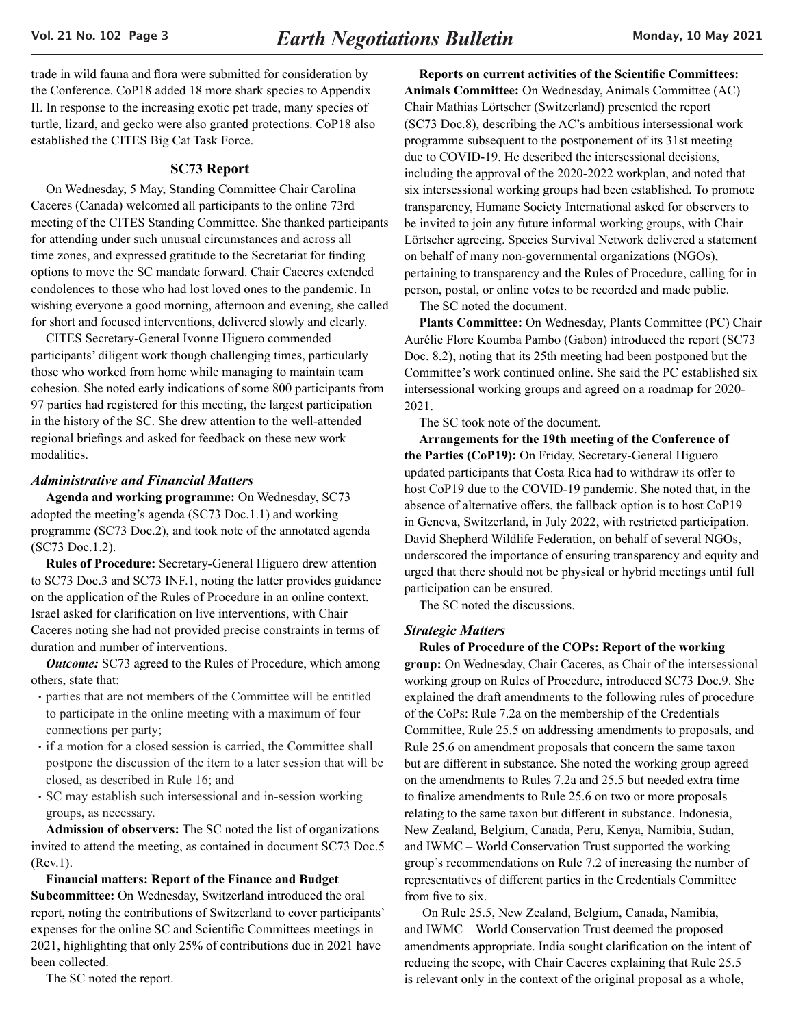trade in wild fauna and flora were submitted for consideration by the Conference. CoP18 added 18 more shark species to Appendix II. In response to the increasing exotic pet trade, many species of turtle, lizard, and gecko were also granted protections. CoP18 also established the CITES Big Cat Task Force.

## SC73 Report

On Wednesday, 5 May, Standing Committee Chair Carolina Caceres (Canada) welcomed all participants to the online 73rd meeting of the CITES Standing Committee. She thanked participants for attending under such unusual circumstances and across all time zones, and expressed gratitude to the Secretariat for finding options to move the SC mandate forward. Chair Caceres extended condolences to those who had lost loved ones to the pandemic. In wishing everyone a good morning, afternoon and evening, she called for short and focused interventions, delivered slowly and clearly.

CITES Secretary-General Ivonne Higuero commended participants' diligent work though challenging times, particularly those who worked from home while managing to maintain team cohesion. She noted early indications of some 800 participants from 97 parties had registered for this meeting, the largest participation in the history of the SC. She drew attention to the well-attended regional briefings and asked for feedback on these new work modalities.

### *Administrative and Financial Matters*

**Agenda and working programme:** On Wednesday, SC73 adopted the meeting's agenda (SC73 Doc.1.1) and working programme (SC73 Doc.2), and took note of the annotated agenda (SC73 Doc.1.2).

**Rules of Procedure:** Secretary-General Higuero drew attention to SC73 Doc.3 and SC73 INF.1, noting the latter provides guidance on the application of the Rules of Procedure in an online context. Israel asked for clarification on live interventions, with Chair Caceres noting she had not provided precise constraints in terms of duration and number of interventions.

***Outcome:*** SC73 agreed to the Rules of Procedure, which among others, state that:

- parties that are not members of the Committee will be entitled to participate in the online meeting with a maximum of four connections per party;
- if a motion for a closed session is carried, the Committee shall postpone the discussion of the item to a later session that will be closed, as described in Rule 16; and
- SC may establish such intersessional and in-session working groups, as necessary.

**Admission of observers:** The SC noted the list of organizations invited to attend the meeting, as contained in document SC73 Doc.5 (Rev.1).

**Financial matters: Report of the Finance and Budget Subcommittee:** On Wednesday, Switzerland introduced the oral report, noting the contributions of Switzerland to cover participants' expenses for the online SC and Scientific Committees meetings in 2021, highlighting that only 25% of contributions due in 2021 have been collected.

The SC noted the report.

**Reports on current activities of the Scientific Committees: Animals Committee:** On Wednesday, Animals Committee (AC) Chair Mathias Lörtscher (Switzerland) presented the report (SC73 Doc.8), describing the AC's ambitious intersessional work programme subsequent to the postponement of its 31st meeting due to COVID-19. He described the intersessional decisions, including the approval of the 2020-2022 workplan, and noted that six intersessional working groups had been established. To promote transparency, Humane Society International asked for observers to be invited to join any future informal working groups, with Chair Lörtscher agreeing. Species Survival Network delivered a statement on behalf of many non-governmental organizations (NGOs), pertaining to transparency and the Rules of Procedure, calling for in person, postal, or online votes to be recorded and made public.

The SC noted the document.

**Plants Committee:** On Wednesday, Plants Committee (PC) Chair Aurélie Flore Koumba Pambo (Gabon) introduced the report (SC73 Doc. 8.2), noting that its 25th meeting had been postponed but the Committee's work continued online. She said the PC established six intersessional working groups and agreed on a roadmap for 2020-2021.

The SC took note of the document.

**Arrangements for the 19th meeting of the Conference of the Parties (CoP19):** On Friday, Secretary-General Higuero updated participants that Costa Rica had to withdraw its offer to host CoP19 due to the COVID-19 pandemic. She noted that, in the absence of alternative offers, the fallback option is to host CoP19 in Geneva, Switzerland, in July 2022, with restricted participation. David Shepherd Wildlife Federation, on behalf of several NGOs, underscored the importance of ensuring transparency and equity and urged that there should not be physical or hybrid meetings until full participation can be ensured.

The SC noted the discussions.

### *Strategic Matters*

**Rules of Procedure of the COPs: Report of the working group:** On Wednesday, Chair Caceres, as Chair of the intersessional working group on Rules of Procedure, introduced SC73 Doc.9. She explained the draft amendments to the following rules of procedure of the CoPs: Rule 7.2a on the membership of the Credentials Committee, Rule 25.5 on addressing amendments to proposals, and Rule 25.6 on amendment proposals that concern the same taxon but are different in substance. She noted the working group agreed on the amendments to Rules 7.2a and 25.5 but needed extra time to finalize amendments to Rule 25.6 on two or more proposals relating to the same taxon but different in substance. Indonesia, New Zealand, Belgium, Canada, Peru, Kenya, Namibia, Sudan, and IWMC – World Conservation Trust supported the working group's recommendations on Rule 7.2 of increasing the number of representatives of different parties in the Credentials Committee from five to six.

On Rule 25.5, New Zealand, Belgium, Canada, Namibia, and IWMC – World Conservation Trust deemed the proposed amendments appropriate. India sought clarification on the intent of reducing the scope, with Chair Caceres explaining that Rule 25.5 is relevant only in the context of the original proposal as a whole,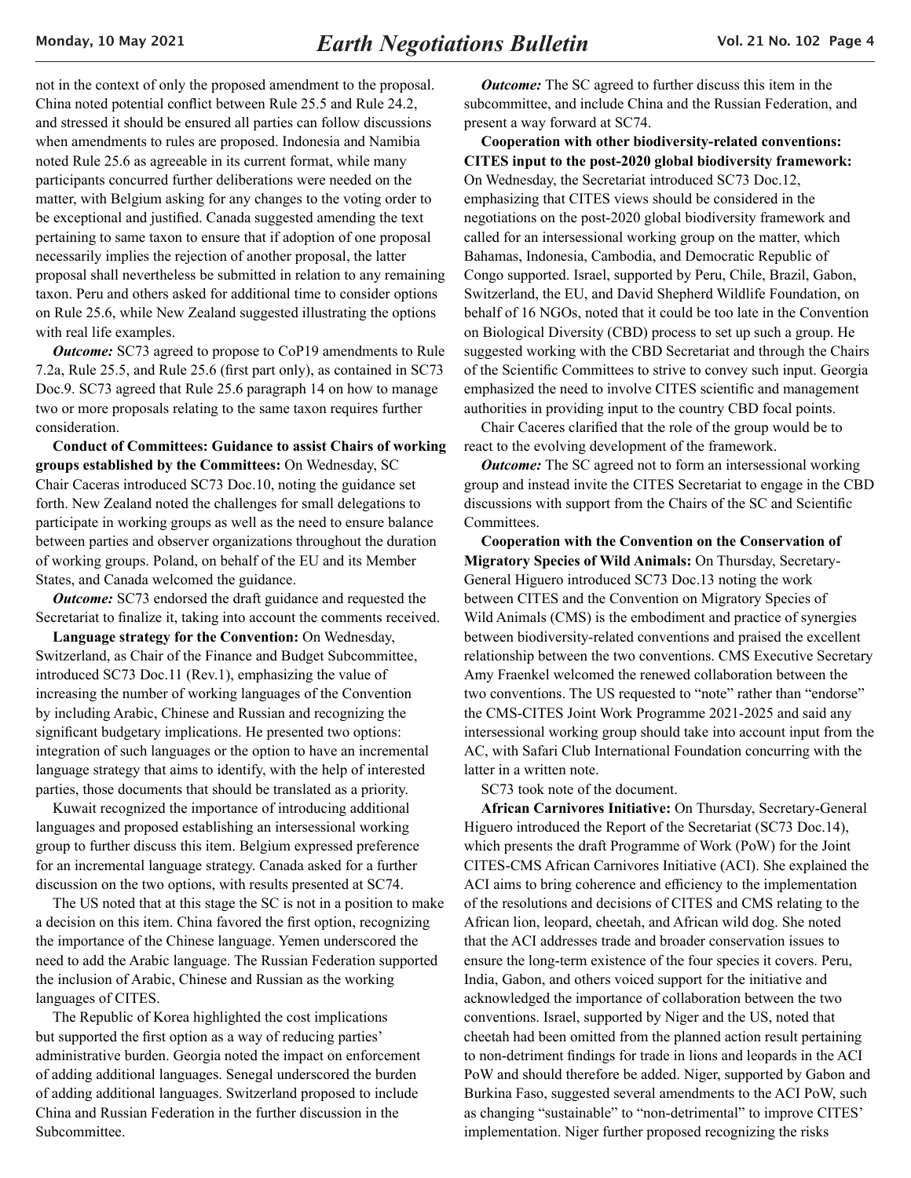not in the context of only the proposed amendment to the proposal. China noted potential conflict between Rule 25.5 and Rule 24.2, and stressed it should be ensured all parties can follow discussions when amendments to rules are proposed. Indonesia and Namibia noted Rule 25.6 as agreeable in its current format, while many participants concurred further deliberations were needed on the matter, with Belgium asking for any changes to the voting order to be exceptional and justified. Canada suggested amending the text pertaining to same taxon to ensure that if adoption of one proposal necessarily implies the rejection of another proposal, the latter proposal shall nevertheless be submitted in relation to any remaining taxon. Peru and others asked for additional time to consider options on Rule 25.6, while New Zealand suggested illustrating the options with real life examples.

***Outcome:*** SC73 agreed to propose to CoP19 amendments to Rule 7.2a, Rule 25.5, and Rule 25.6 (first part only), as contained in SC73 Doc.9. SC73 agreed that Rule 25.6 paragraph 14 on how to manage two or more proposals relating to the same taxon requires further consideration.

**Conduct of Committees: Guidance to assist Chairs of working groups established by the Committees:** On Wednesday, SC Chair Caceras introduced SC73 Doc.10, noting the guidance set forth. New Zealand noted the challenges for small delegations to participate in working groups as well as the need to ensure balance between parties and observer organizations throughout the duration of working groups. Poland, on behalf of the EU and its Member States, and Canada welcomed the guidance.

***Outcome:*** SC73 endorsed the draft guidance and requested the Secretariat to finalize it, taking into account the comments received.

**Language strategy for the Convention:** On Wednesday, Switzerland, as Chair of the Finance and Budget Subcommittee, introduced SC73 Doc.11 (Rev.1), emphasizing the value of increasing the number of working languages of the Convention by including Arabic, Chinese and Russian and recognizing the significant budgetary implications. He presented two options: integration of such languages or the option to have an incremental language strategy that aims to identify, with the help of interested parties, those documents that should be translated as a priority.

Kuwait recognized the importance of introducing additional languages and proposed establishing an intersessional working group to further discuss this item. Belgium expressed preference for an incremental language strategy. Canada asked for a further discussion on the two options, with results presented at SC74.

The US noted that at this stage the SC is not in a position to make a decision on this item. China favored the first option, recognizing the importance of the Chinese language. Yemen underscored the need to add the Arabic language. The Russian Federation supported the inclusion of Arabic, Chinese and Russian as the working languages of CITES.

The Republic of Korea highlighted the cost implications but supported the first option as a way of reducing parties' administrative burden. Georgia noted the impact on enforcement of adding additional languages. Senegal underscored the burden of adding additional languages. Switzerland proposed to include China and Russian Federation in the further discussion in the Subcommittee.

***Outcome:*** The SC agreed to further discuss this item in the subcommittee, and include China and the Russian Federation, and present a way forward at SC74.

**Cooperation with other biodiversity-related conventions: CITES input to the post-2020 global biodiversity framework:** On Wednesday, the Secretariat introduced SC73 Doc.12, emphasizing that CITES views should be considered in the negotiations on the post-2020 global biodiversity framework and called for an intersessional working group on the matter, which Bahamas, Indonesia, Cambodia, and Democratic Republic of Congo supported. Israel, supported by Peru, Chile, Brazil, Gabon, Switzerland, the EU, and David Shepherd Wildlife Foundation, on behalf of 16 NGOs, noted that it could be too late in the Convention on Biological Diversity (CBD) process to set up such a group. He suggested working with the CBD Secretariat and through the Chairs of the Scientific Committees to strive to convey such input. Georgia emphasized the need to involve CITES scientific and management authorities in providing input to the country CBD focal points.

Chair Caceres clarified that the role of the group would be to react to the evolving development of the framework.

***Outcome:*** The SC agreed not to form an intersessional working group and instead invite the CITES Secretariat to engage in the CBD discussions with support from the Chairs of the SC and Scientific Committees.

**Cooperation with the Convention on the Conservation of Migratory Species of Wild Animals:** On Thursday, Secretary-General Higuero introduced SC73 Doc.13 noting the work between CITES and the Convention on Migratory Species of Wild Animals (CMS) is the embodiment and practice of synergies between biodiversity-related conventions and praised the excellent relationship between the two conventions. CMS Executive Secretary Amy Fraenkel welcomed the renewed collaboration between the two conventions. The US requested to "note" rather than "endorse" the CMS-CITES Joint Work Programme 2021-2025 and said any intersessional working group should take into account input from the AC, with Safari Club International Foundation concurring with the latter in a written note.

SC73 took note of the document.

**African Carnivores Initiative:** On Thursday, Secretary-General Higuero introduced the Report of the Secretariat (SC73 Doc.14), which presents the draft Programme of Work (PoW) for the Joint CITES-CMS African Carnivores Initiative (ACI). She explained the ACI aims to bring coherence and efficiency to the implementation of the resolutions and decisions of CITES and CMS relating to the African lion, leopard, cheetah, and African wild dog. She noted that the ACI addresses trade and broader conservation issues to ensure the long-term existence of the four species it covers. Peru, India, Gabon, and others voiced support for the initiative and acknowledged the importance of collaboration between the two conventions. Israel, supported by Niger and the US, noted that cheetah had been omitted from the planned action result pertaining to non-detriment findings for trade in lions and leopards in the ACI PoW and should therefore be added. Niger, supported by Gabon and Burkina Faso, suggested several amendments to the ACI PoW, such as changing "sustainable" to "non-detrimental" to improve CITES' implementation. Niger further proposed recognizing the risks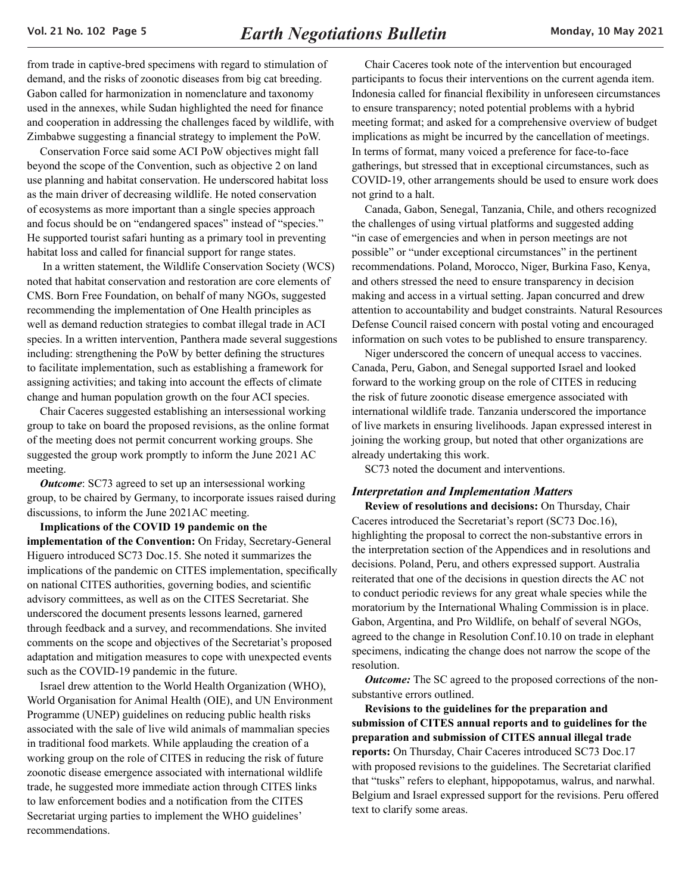from trade in captive-bred specimens with regard to stimulation of demand, and the risks of zoonotic diseases from big cat breeding. Gabon called for harmonization in nomenclature and taxonomy used in the annexes, while Sudan highlighted the need for finance and cooperation in addressing the challenges faced by wildlife, with Zimbabwe suggesting a financial strategy to implement the PoW.

Conservation Force said some ACI PoW objectives might fall beyond the scope of the Convention, such as objective 2 on land use planning and habitat conservation. He underscored habitat loss as the main driver of decreasing wildlife. He noted conservation of ecosystems as more important than a single species approach and focus should be on "endangered spaces" instead of "species." He supported tourist safari hunting as a primary tool in preventing habitat loss and called for financial support for range states.

In a written statement, the Wildlife Conservation Society (WCS) noted that habitat conservation and restoration are core elements of CMS. Born Free Foundation, on behalf of many NGOs, suggested recommending the implementation of One Health principles as well as demand reduction strategies to combat illegal trade in ACI species. In a written intervention, Panthera made several suggestions including: strengthening the PoW by better defining the structures to facilitate implementation, such as establishing a framework for assigning activities; and taking into account the effects of climate change and human population growth on the four ACI species.

Chair Caceres suggested establishing an intersessional working group to take on board the proposed revisions, as the online format of the meeting does not permit concurrent working groups. She suggested the group work promptly to inform the June 2021 AC meeting.

***Outcome***: SC73 agreed to set up an intersessional working group, to be chaired by Germany, to incorporate issues raised during discussions, to inform the June 2021AC meeting.

**Implications of the COVID 19 pandemic on the implementation of the Convention:** On Friday, Secretary-General Higuero introduced SC73 Doc.15. She noted it summarizes the implications of the pandemic on CITES implementation, specifically on national CITES authorities, governing bodies, and scientific advisory committees, as well as on the CITES Secretariat. She underscored the document presents lessons learned, garnered through feedback and a survey, and recommendations. She invited comments on the scope and objectives of the Secretariat's proposed adaptation and mitigation measures to cope with unexpected events such as the COVID-19 pandemic in the future.

Israel drew attention to the World Health Organization (WHO), World Organisation for Animal Health (OIE), and UN Environment Programme (UNEP) guidelines on reducing public health risks associated with the sale of live wild animals of mammalian species in traditional food markets. While applauding the creation of a working group on the role of CITES in reducing the risk of future zoonotic disease emergence associated with international wildlife trade, he suggested more immediate action through CITES links to law enforcement bodies and a notification from the CITES Secretariat urging parties to implement the WHO guidelines' recommendations.

Chair Caceres took note of the intervention but encouraged participants to focus their interventions on the current agenda item. Indonesia called for financial flexibility in unforeseen circumstances to ensure transparency; noted potential problems with a hybrid meeting format; and asked for a comprehensive overview of budget implications as might be incurred by the cancellation of meetings. In terms of format, many voiced a preference for face-to-face gatherings, but stressed that in exceptional circumstances, such as COVID-19, other arrangements should be used to ensure work does not grind to a halt.

Canada, Gabon, Senegal, Tanzania, Chile, and others recognized the challenges of using virtual platforms and suggested adding "in case of emergencies and when in person meetings are not possible" or "under exceptional circumstances" in the pertinent recommendations. Poland, Morocco, Niger, Burkina Faso, Kenya, and others stressed the need to ensure transparency in decision making and access in a virtual setting. Japan concurred and drew attention to accountability and budget constraints. Natural Resources Defense Council raised concern with postal voting and encouraged information on such votes to be published to ensure transparency.

Niger underscored the concern of unequal access to vaccines. Canada, Peru, Gabon, and Senegal supported Israel and looked forward to the working group on the role of CITES in reducing the risk of future zoonotic disease emergence associated with international wildlife trade. Tanzania underscored the importance of live markets in ensuring livelihoods. Japan expressed interest in joining the working group, but noted that other organizations are already undertaking this work.

SC73 noted the document and interventions.

### *Interpretation and Implementation Matters*

**Review of resolutions and decisions:** On Thursday, Chair Caceres introduced the Secretariat's report (SC73 Doc.16), highlighting the proposal to correct the non-substantive errors in the interpretation section of the Appendices and in resolutions and decisions. Poland, Peru, and others expressed support. Australia reiterated that one of the decisions in question directs the AC not to conduct periodic reviews for any great whale species while the moratorium by the International Whaling Commission is in place. Gabon, Argentina, and Pro Wildlife, on behalf of several NGOs, agreed to the change in Resolution Conf.10.10 on trade in elephant specimens, indicating the change does not narrow the scope of the resolution.

***Outcome:*** The SC agreed to the proposed corrections of the non-substantive errors outlined.

**Revisions to the guidelines for the preparation and submission of CITES annual reports and to guidelines for the preparation and submission of CITES annual illegal trade reports:** On Thursday, Chair Caceres introduced SC73 Doc.17 with proposed revisions to the guidelines. The Secretariat clarified that "tusks" refers to elephant, hippopotamus, walrus, and narwhal. Belgium and Israel expressed support for the revisions. Peru offered text to clarify some areas.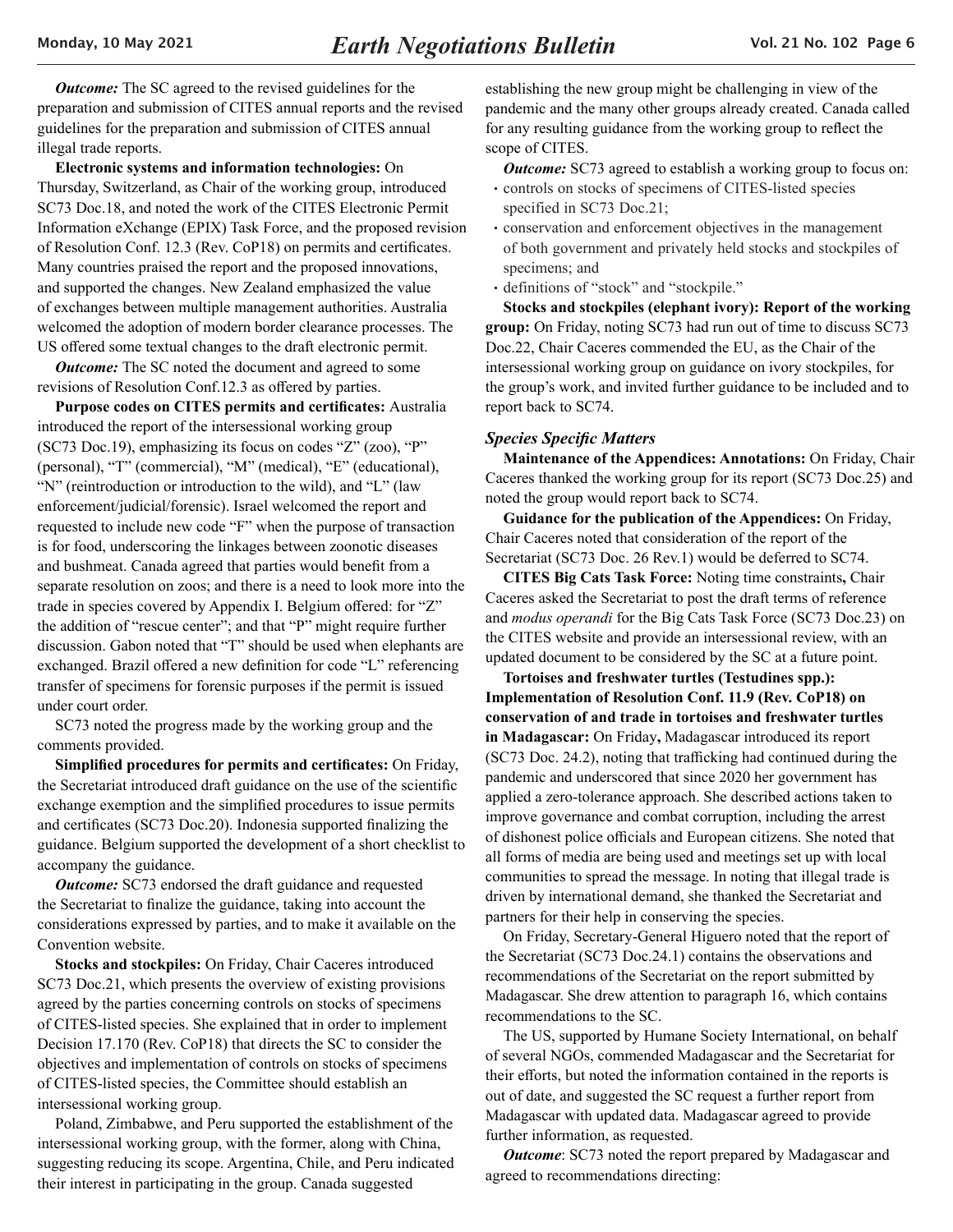*Outcome:* The SC agreed to the revised guidelines for the preparation and submission of CITES annual reports and the revised guidelines for the preparation and submission of CITES annual illegal trade reports.

**Electronic systems and information technologies:** On Thursday, Switzerland, as Chair of the working group, introduced SC73 Doc.18, and noted the work of the CITES Electronic Permit Information eXchange (EPIX) Task Force, and the proposed revision of Resolution Conf. 12.3 (Rev. CoP18) on permits and certificates. Many countries praised the report and the proposed innovations, and supported the changes. New Zealand emphasized the value of exchanges between multiple management authorities. Australia welcomed the adoption of modern border clearance processes. The US offered some textual changes to the draft electronic permit.

*Outcome:* The SC noted the document and agreed to some revisions of Resolution Conf.12.3 as offered by parties.

**Purpose codes on CITES permits and certificates:** Australia introduced the report of the intersessional working group (SC73 Doc.19), emphasizing its focus on codes "Z" (zoo), "P" (personal), "T" (commercial), "M" (medical), "E" (educational), "N" (reintroduction or introduction to the wild), and "L" (law enforcement/judicial/forensic). Israel welcomed the report and requested to include new code "F" when the purpose of transaction is for food, underscoring the linkages between zoonotic diseases and bushmeat. Canada agreed that parties would benefit from a separate resolution on zoos; and there is a need to look more into the trade in species covered by Appendix I. Belgium offered: for "Z" the addition of "rescue center"; and that "P" might require further discussion. Gabon noted that "T" should be used when elephants are exchanged. Brazil offered a new definition for code "L" referencing transfer of specimens for forensic purposes if the permit is issued under court order.

SC73 noted the progress made by the working group and the comments provided.

**Simplified procedures for permits and certificates:** On Friday, the Secretariat introduced draft guidance on the use of the scientific exchange exemption and the simplified procedures to issue permits and certificates (SC73 Doc.20). Indonesia supported finalizing the guidance. Belgium supported the development of a short checklist to accompany the guidance.

*Outcome:* SC73 endorsed the draft guidance and requested the Secretariat to finalize the guidance, taking into account the considerations expressed by parties, and to make it available on the Convention website.

**Stocks and stockpiles:** On Friday, Chair Caceres introduced SC73 Doc.21, which presents the overview of existing provisions agreed by the parties concerning controls on stocks of specimens of CITES-listed species. She explained that in order to implement Decision 17.170 (Rev. CoP18) that directs the SC to consider the objectives and implementation of controls on stocks of specimens of CITES-listed species, the Committee should establish an intersessional working group.

Poland, Zimbabwe, and Peru supported the establishment of the intersessional working group, with the former, along with China, suggesting reducing its scope. Argentina, Chile, and Peru indicated their interest in participating in the group. Canada suggested establishing the new group might be challenging in view of the pandemic and the many other groups already created. Canada called for any resulting guidance from the working group to reflect the scope of CITES.

*Outcome:* SC73 agreed to establish a working group to focus on:

- controls on stocks of specimens of CITES-listed species specified in SC73 Doc.21;
- conservation and enforcement objectives in the management of both government and privately held stocks and stockpiles of specimens; and
- definitions of "stock" and "stockpile."

**Stocks and stockpiles (elephant ivory): Report of the working group:** On Friday, noting SC73 had run out of time to discuss SC73 Doc.22, Chair Caceres commended the EU, as the Chair of the intersessional working group on guidance on ivory stockpiles, for the group's work, and invited further guidance to be included and to report back to SC74.

### *Species Specific Matters*

**Maintenance of the Appendices: Annotations:** On Friday, Chair Caceres thanked the working group for its report (SC73 Doc.25) and noted the group would report back to SC74.

**Guidance for the publication of the Appendices:** On Friday, Chair Caceres noted that consideration of the report of the Secretariat (SC73 Doc. 26 Rev.1) would be deferred to SC74.

**CITES Big Cats Task Force:** Noting time constraints**,** Chair Caceres asked the Secretariat to post the draft terms of reference and *modus operandi* for the Big Cats Task Force (SC73 Doc.23) on the CITES website and provide an intersessional review, with an updated document to be considered by the SC at a future point.

**Tortoises and freshwater turtles (Testudines spp.): Implementation of Resolution Conf. 11.9 (Rev. CoP18) on conservation of and trade in tortoises and freshwater turtles in Madagascar:** On Friday**,** Madagascar introduced its report (SC73 Doc. 24.2), noting that trafficking had continued during the pandemic and underscored that since 2020 her government has applied a zero-tolerance approach. She described actions taken to improve governance and combat corruption, including the arrest of dishonest police officials and European citizens. She noted that all forms of media are being used and meetings set up with local communities to spread the message. In noting that illegal trade is driven by international demand, she thanked the Secretariat and partners for their help in conserving the species.

On Friday, Secretary-General Higuero noted that the report of the Secretariat (SC73 Doc.24.1) contains the observations and recommendations of the Secretariat on the report submitted by Madagascar. She drew attention to paragraph 16, which contains recommendations to the SC.

The US, supported by Humane Society International, on behalf of several NGOs, commended Madagascar and the Secretariat for their efforts, but noted the information contained in the reports is out of date, and suggested the SC request a further report from Madagascar with updated data. Madagascar agreed to provide further information, as requested.

*Outcome*: SC73 noted the report prepared by Madagascar and agreed to recommendations directing: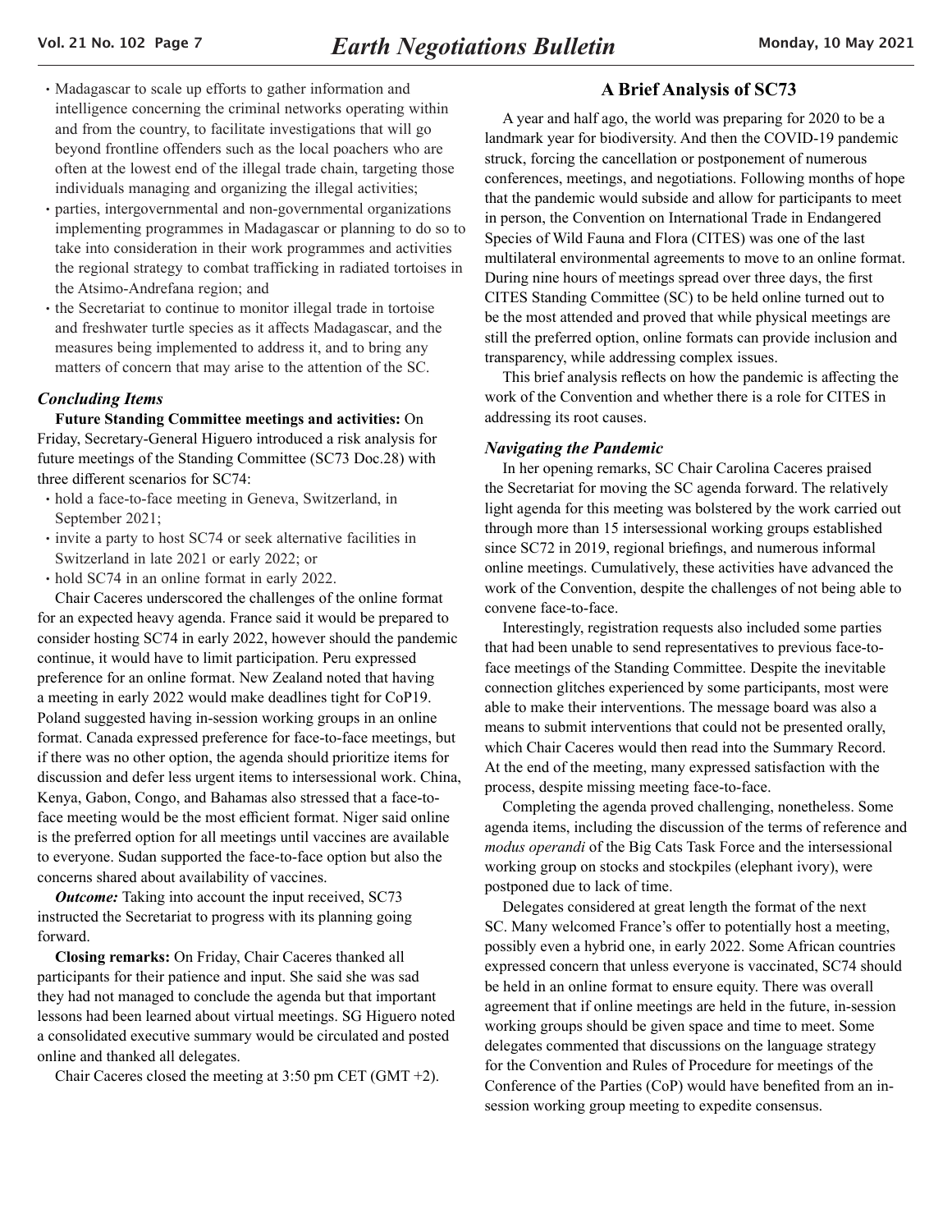- Madagascar to scale up efforts to gather information and intelligence concerning the criminal networks operating within and from the country, to facilitate investigations that will go beyond frontline offenders such as the local poachers who are often at the lowest end of the illegal trade chain, targeting those individuals managing and organizing the illegal activities;
- parties, intergovernmental and non-governmental organizations implementing programmes in Madagascar or planning to do so to take into consideration in their work programmes and activities the regional strategy to combat trafficking in radiated tortoises in the Atsimo-Andrefana region; and
- the Secretariat to continue to monitor illegal trade in tortoise and freshwater turtle species as it affects Madagascar, and the measures being implemented to address it, and to bring any matters of concern that may arise to the attention of the SC.

### *Concluding Items*

**Future Standing Committee meetings and activities:** On Friday, Secretary-General Higuero introduced a risk analysis for future meetings of the Standing Committee (SC73 Doc.28) with three different scenarios for SC74:

- hold a face-to-face meeting in Geneva, Switzerland, in September 2021;
- invite a party to host SC74 or seek alternative facilities in Switzerland in late 2021 or early 2022; or
- hold SC74 in an online format in early 2022.

Chair Caceres underscored the challenges of the online format for an expected heavy agenda. France said it would be prepared to consider hosting SC74 in early 2022, however should the pandemic continue, it would have to limit participation. Peru expressed preference for an online format. New Zealand noted that having a meeting in early 2022 would make deadlines tight for CoP19. Poland suggested having in-session working groups in an online format. Canada expressed preference for face-to-face meetings, but if there was no other option, the agenda should prioritize items for discussion and defer less urgent items to intersessional work. China, Kenya, Gabon, Congo, and Bahamas also stressed that a face-to-face meeting would be the most efficient format. Niger said online is the preferred option for all meetings until vaccines are available to everyone. Sudan supported the face-to-face option but also the concerns shared about availability of vaccines.

***Outcome:*** Taking into account the input received, SC73 instructed the Secretariat to progress with its planning going forward.

**Closing remarks:** On Friday, Chair Caceres thanked all participants for their patience and input. She said she was sad they had not managed to conclude the agenda but that important lessons had been learned about virtual meetings. SG Higuero noted a consolidated executive summary would be circulated and posted online and thanked all delegates.

Chair Caceres closed the meeting at 3:50 pm CET (GMT +2).

## A Brief Analysis of SC73

A year and half ago, the world was preparing for 2020 to be a landmark year for biodiversity. And then the COVID-19 pandemic struck, forcing the cancellation or postponement of numerous conferences, meetings, and negotiations. Following months of hope that the pandemic would subside and allow for participants to meet in person, the Convention on International Trade in Endangered Species of Wild Fauna and Flora (CITES) was one of the last multilateral environmental agreements to move to an online format. During nine hours of meetings spread over three days, the first CITES Standing Committee (SC) to be held online turned out to be the most attended and proved that while physical meetings are still the preferred option, online formats can provide inclusion and transparency, while addressing complex issues.

This brief analysis reflects on how the pandemic is affecting the work of the Convention and whether there is a role for CITES in addressing its root causes.

### *Navigating the Pandemic*

In her opening remarks, SC Chair Carolina Caceres praised the Secretariat for moving the SC agenda forward. The relatively light agenda for this meeting was bolstered by the work carried out through more than 15 intersessional working groups established since SC72 in 2019, regional briefings, and numerous informal online meetings. Cumulatively, these activities have advanced the work of the Convention, despite the challenges of not being able to convene face-to-face.

Interestingly, registration requests also included some parties that had been unable to send representatives to previous face-to-face meetings of the Standing Committee. Despite the inevitable connection glitches experienced by some participants, most were able to make their interventions. The message board was also a means to submit interventions that could not be presented orally, which Chair Caceres would then read into the Summary Record. At the end of the meeting, many expressed satisfaction with the process, despite missing meeting face-to-face.

Completing the agenda proved challenging, nonetheless. Some agenda items, including the discussion of the terms of reference and *modus operandi* of the Big Cats Task Force and the intersessional working group on stocks and stockpiles (elephant ivory), were postponed due to lack of time.

Delegates considered at great length the format of the next SC. Many welcomed France's offer to potentially host a meeting, possibly even a hybrid one, in early 2022. Some African countries expressed concern that unless everyone is vaccinated, SC74 should be held in an online format to ensure equity. There was overall agreement that if online meetings are held in the future, in-session working groups should be given space and time to meet. Some delegates commented that discussions on the language strategy for the Convention and Rules of Procedure for meetings of the Conference of the Parties (CoP) would have benefited from an in-session working group meeting to expedite consensus.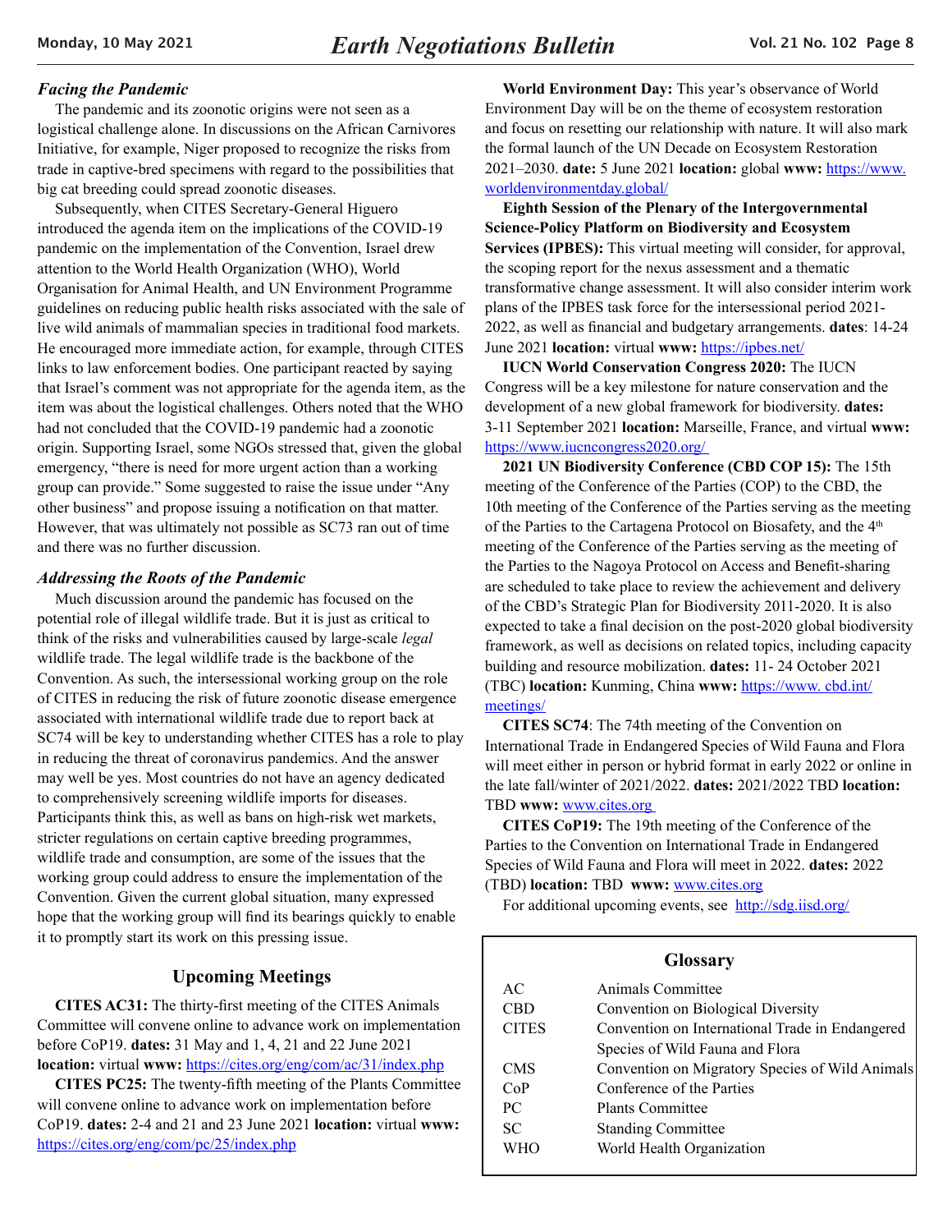### *Facing the Pandemic*

The pandemic and its zoonotic origins were not seen as a logistical challenge alone. In discussions on the African Carnivores Initiative, for example, Niger proposed to recognize the risks from trade in captive-bred specimens with regard to the possibilities that big cat breeding could spread zoonotic diseases.

Subsequently, when CITES Secretary-General Higuero introduced the agenda item on the implications of the COVID-19 pandemic on the implementation of the Convention, Israel drew attention to the World Health Organization (WHO), World Organisation for Animal Health, and UN Environment Programme guidelines on reducing public health risks associated with the sale of live wild animals of mammalian species in traditional food markets. He encouraged more immediate action, for example, through CITES links to law enforcement bodies. One participant reacted by saying that Israel's comment was not appropriate for the agenda item, as the item was about the logistical challenges. Others noted that the WHO had not concluded that the COVID-19 pandemic had a zoonotic origin. Supporting Israel, some NGOs stressed that, given the global emergency, "there is need for more urgent action than a working group can provide." Some suggested to raise the issue under "Any other business" and propose issuing a notification on that matter. However, that was ultimately not possible as SC73 ran out of time and there was no further discussion.

### *Addressing the Roots of the Pandemic*

Much discussion around the pandemic has focused on the potential role of illegal wildlife trade. But it is just as critical to think of the risks and vulnerabilities caused by large-scale *legal* wildlife trade. The legal wildlife trade is the backbone of the Convention. As such, the intersessional working group on the role of CITES in reducing the risk of future zoonotic disease emergence associated with international wildlife trade due to report back at SC74 will be key to understanding whether CITES has a role to play in reducing the threat of coronavirus pandemics. And the answer may well be yes. Most countries do not have an agency dedicated to comprehensively screening wildlife imports for diseases. Participants think this, as well as bans on high-risk wet markets, stricter regulations on certain captive breeding programmes, wildlife trade and consumption, are some of the issues that the working group could address to ensure the implementation of the Convention. Given the current global situation, many expressed hope that the working group will find its bearings quickly to enable it to promptly start its work on this pressing issue.

## Upcoming Meetings

**CITES AC31:** The thirty-first meeting of the CITES Animals Committee will convene online to advance work on implementation before CoP19. **dates:** 31 May and 1, 4, 21 and 22 June 2021 **location:** virtual **www:** https://cites.org/eng/com/ac/31/index.php

**CITES PC25:** The twenty-fifth meeting of the Plants Committee will convene online to advance work on implementation before CoP19. **dates:** 2-4 and 21 and 23 June 2021 **location:** virtual **www:** https://cites.org/eng/com/pc/25/index.php

**World Environment Day:** This year's observance of World Environment Day will be on the theme of ecosystem restoration and focus on resetting our relationship with nature. It will also mark the formal launch of the UN Decade on Ecosystem Restoration 2021–2030. **date:** 5 June 2021 **location:** global **www:** https://www.worldenvironmentday.global/

**Eighth Session of the Plenary of the Intergovernmental Science-Policy Platform on Biodiversity and Ecosystem Services (IPBES):** This virtual meeting will consider, for approval, the scoping report for the nexus assessment and a thematic transformative change assessment. It will also consider interim work plans of the IPBES task force for the intersessional period 2021-2022, as well as financial and budgetary arrangements. **dates**: 14-24 June 2021 **location:** virtual **www:** https://ipbes.net/

**IUCN World Conservation Congress 2020:** The IUCN Congress will be a key milestone for nature conservation and the development of a new global framework for biodiversity. **dates:** 3-11 September 2021 **location:** Marseille, France, and virtual **www:** https://www.iucncongress2020.org/

**2021 UN Biodiversity Conference (CBD COP 15):** The 15th meeting of the Conference of the Parties (COP) to the CBD, the 10th meeting of the Conference of the Parties serving as the meeting of the Parties to the Cartagena Protocol on Biosafety, and the 4th meeting of the Conference of the Parties serving as the meeting of the Parties to the Nagoya Protocol on Access and Benefit-sharing are scheduled to take place to review the achievement and delivery of the CBD's Strategic Plan for Biodiversity 2011-2020. It is also expected to take a final decision on the post-2020 global biodiversity framework, as well as decisions on related topics, including capacity building and resource mobilization. **dates:** 11- 24 October 2021 (TBC) **location:** Kunming, China **www:** https://www.cbd.int/meetings/

**CITES SC74**: The 74th meeting of the Convention on International Trade in Endangered Species of Wild Fauna and Flora will meet either in person or hybrid format in early 2022 or online in the late fall/winter of 2021/2022. **dates:** 2021/2022 TBD **location:** TBD **www:** www.cites.org

**CITES CoP19:** The 19th meeting of the Conference of the Parties to the Convention on International Trade in Endangered Species of Wild Fauna and Flora will meet in 2022. **dates:** 2022 (TBD) **location:** TBD **www:** www.cites.org

For additional upcoming events, see http://sdg.iisd.org/

### Glossary

| | |
|---|---|
| AC | Animals Committee |
| CBD | Convention on Biological Diversity |
| CITES | Convention on International Trade in Endangered Species of Wild Fauna and Flora |
| CMS | Convention on Migratory Species of Wild Animals |
| CoP | Conference of the Parties |
| PC | Plants Committee |
| SC | Standing Committee |
| WHO | World Health Organization |